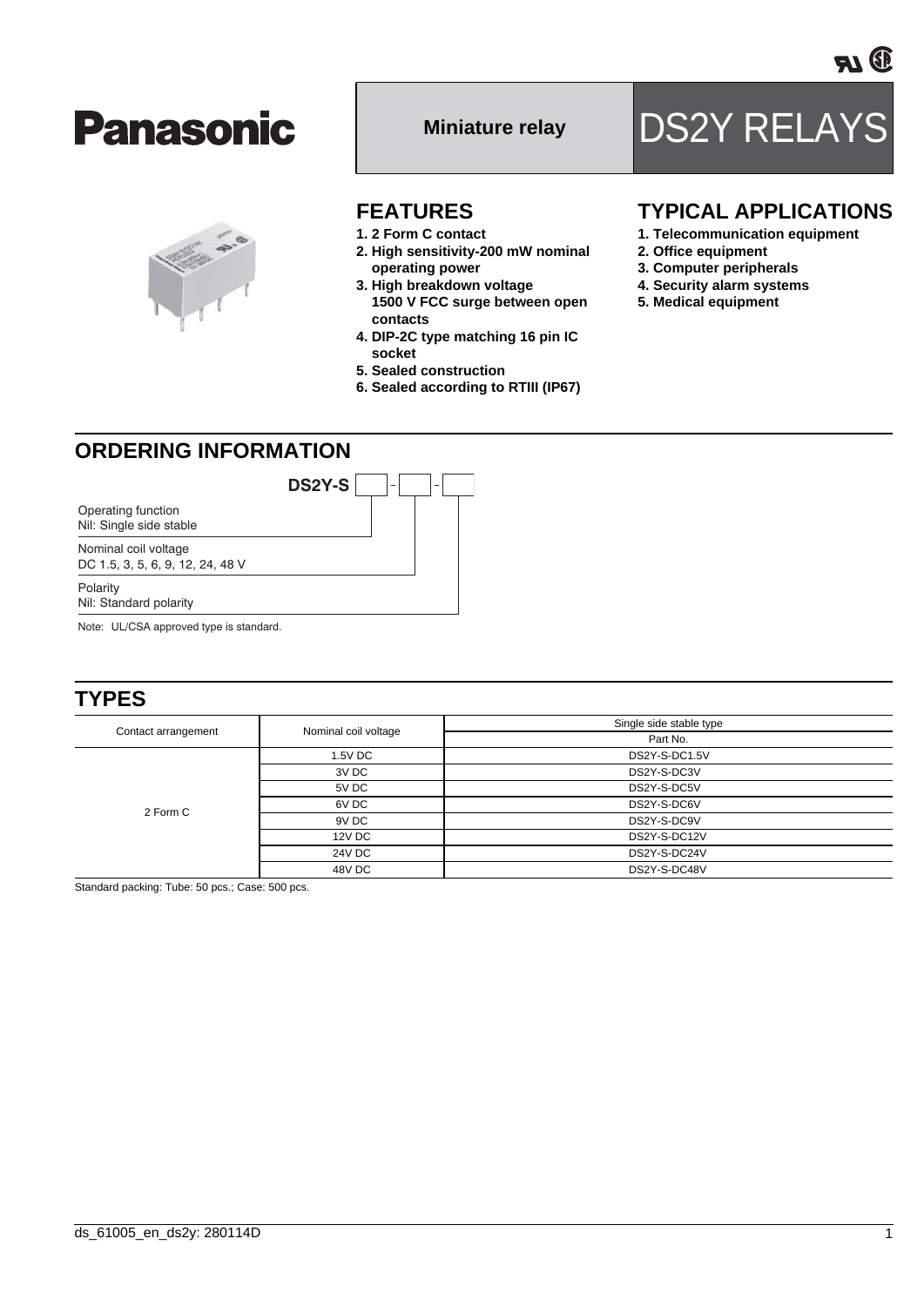Panasonic

Miniature relay

# DS2Y RELAYS

## FEATURES

1. 2 Form C contact
2. High sensitivity-200 mW nominal operating power
3. High breakdown voltage 1500 V FCC surge between open contacts
4. DIP-2C type matching 16 pin IC socket
5. Sealed construction
6. Sealed according to RTIII (IP67)

## TYPICAL APPLICATIONS

1. Telecommunication equipment
2. Office equipment
3. Computer peripherals
4. Security alarm systems
5. Medical equipment

## ORDERING INFORMATION

**DS2Y-S** [ ] - [ ] - [ ]

| Field | Options |
|---|---|
| Operating function | Nil: Single side stable |
| Nominal coil voltage | DC 1.5, 3, 5, 6, 9, 12, 24, 48 V |
| Polarity | Nil: Standard polarity |

Note: UL/CSA approved type is standard.

## TYPES

| Contact arrangement | Nominal coil voltage | Single side stable type |
|---|---|---|
| | | Part No. |
| 2 Form C | 1.5V DC | DS2Y-S-DC1.5V |
| | 3V DC | DS2Y-S-DC3V |
| | 5V DC | DS2Y-S-DC5V |
| | 6V DC | DS2Y-S-DC6V |
| | 9V DC | DS2Y-S-DC9V |
| | 12V DC | DS2Y-S-DC12V |
| | 24V DC | DS2Y-S-DC24V |
| | 48V DC | DS2Y-S-DC48V |

Standard packing: Tube: 50 pcs.; Case: 500 pcs.

ds_61005_en_ds2y: 280114D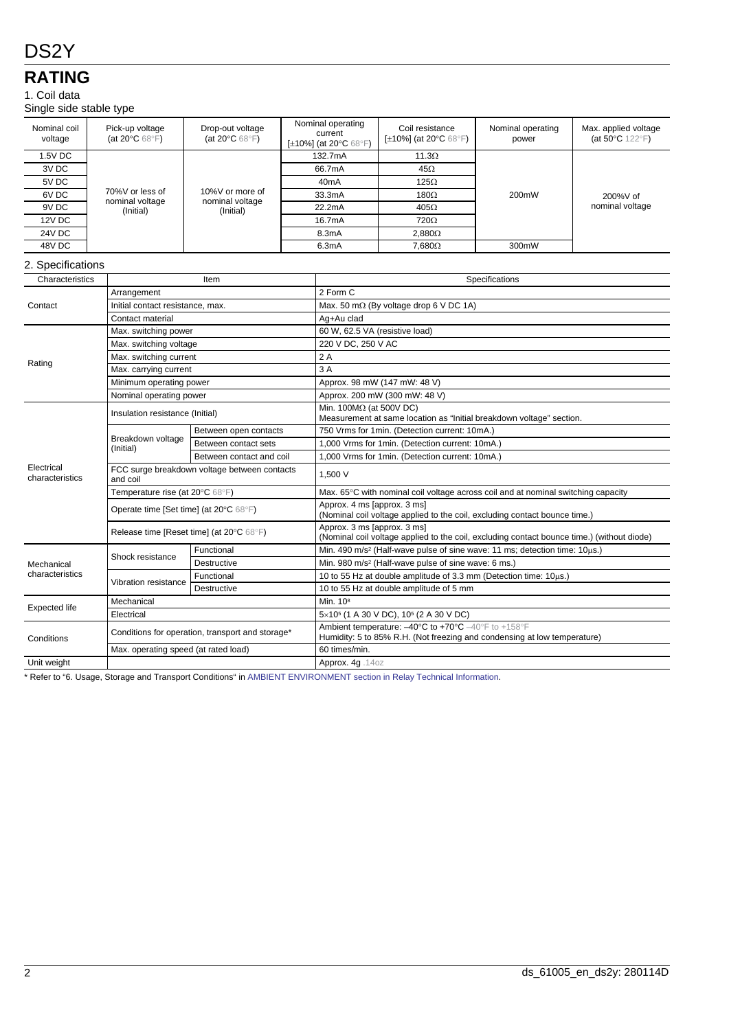# DS2Y

## RATING

1. Coil data

Single side stable type

| Nominal coil voltage | Pick-up voltage (at 20°C 68°F) | Drop-out voltage (at 20°C 68°F) | Nominal operating current [±10%] (at 20°C 68°F) | Coil resistance [±10%] (at 20°C 68°F) | Nominal operating power | Max. applied voltage (at 50°C 122°F) |
|---|---|---|---|---|---|---|
| 1.5V DC | 70%V or less of nominal voltage (Initial) | 10%V or more of nominal voltage (Initial) | 132.7mA | 11.3Ω | 200mW | 200%V of nominal voltage |
| 3V DC | | | 66.7mA | 45Ω | | |
| 5V DC | | | 40mA | 125Ω | | |
| 6V DC | | | 33.3mA | 180Ω | | |
| 9V DC | | | 22.2mA | 405Ω | | |
| 12V DC | | | 16.7mA | 720Ω | | |
| 24V DC | | | 8.3mA | 2,880Ω | | |
| 48V DC | | | 6.3mA | 7,680Ω | 300mW | |

2. Specifications

| Characteristics | Item | | Specifications |
|---|---|---|---|
| Contact | Arrangement | | 2 Form C |
| | Initial contact resistance, max. | | Max. 50 mΩ (By voltage drop 6 V DC 1A) |
| | Contact material | | Ag+Au clad |
| Rating | Max. switching power | | 60 W, 62.5 VA (resistive load) |
| | Max. switching voltage | | 220 V DC, 250 V AC |
| | Max. switching current | | 2 A |
| | Max. carrying current | | 3 A |
| | Minimum operating power | | Approx. 98 mW (147 mW: 48 V) |
| | Nominal operating power | | Approx. 200 mW (300 mW: 48 V) |
| Electrical characteristics | Insulation resistance (Initial) | | Min. 100MΩ (at 500V DC) Measurement at same location as "Initial breakdown voltage" section. |
| | Breakdown voltage (Initial) | Between open contacts | 750 Vrms for 1min. (Detection current: 10mA.) |
| | | Between contact sets | 1,000 Vrms for 1min. (Detection current: 10mA.) |
| | | Between contact and coil | 1,000 Vrms for 1min. (Detection current: 10mA.) |
| | FCC surge breakdown voltage between contacts and coil | | 1,500 V |
| | Temperature rise (at 20°C 68°F) | | Max. 65°C with nominal coil voltage across coil and at nominal switching capacity |
| | Operate time [Set time] (at 20°C 68°F) | | Approx. 4 ms [approx. 3 ms] (Nominal coil voltage applied to the coil, excluding contact bounce time.) |
| | Release time [Reset time] (at 20°C 68°F) | | Approx. 3 ms [approx. 3 ms] (Nominal coil voltage applied to the coil, excluding contact bounce time.) (without diode) |
| Mechanical characteristics | Shock resistance | Functional | Min. 490 m/s² (Half-wave pulse of sine wave: 11 ms; detection time: 10μs.) |
| | | Destructive | Min. 980 m/s² (Half-wave pulse of sine wave: 6 ms.) |
| | Vibration resistance | Functional | 10 to 55 Hz at double amplitude of 3.3 mm (Detection time: 10μs.) |
| | | Destructive | 10 to 55 Hz at double amplitude of 5 mm |
| Expected life | Mechanical | | Min. $10^8$ |
| | Electrical | | $5\times10^5$ (1 A 30 V DC), $10^5$ (2 A 30 V DC) |
| Conditions | Conditions for operation, transport and storage* | | Ambient temperature: –40°C to +70°C –40°F to +158°F Humidity: 5 to 85% R.H. (Not freezing and condensing at low temperature) |
| | Max. operating speed (at rated load) | | 60 times/min. |
| Unit weight | | | Approx. 4g .14oz |

* Refer to "6. Usage, Storage and Transport Conditions" in AMBIENT ENVIRONMENT section in Relay Technical Information.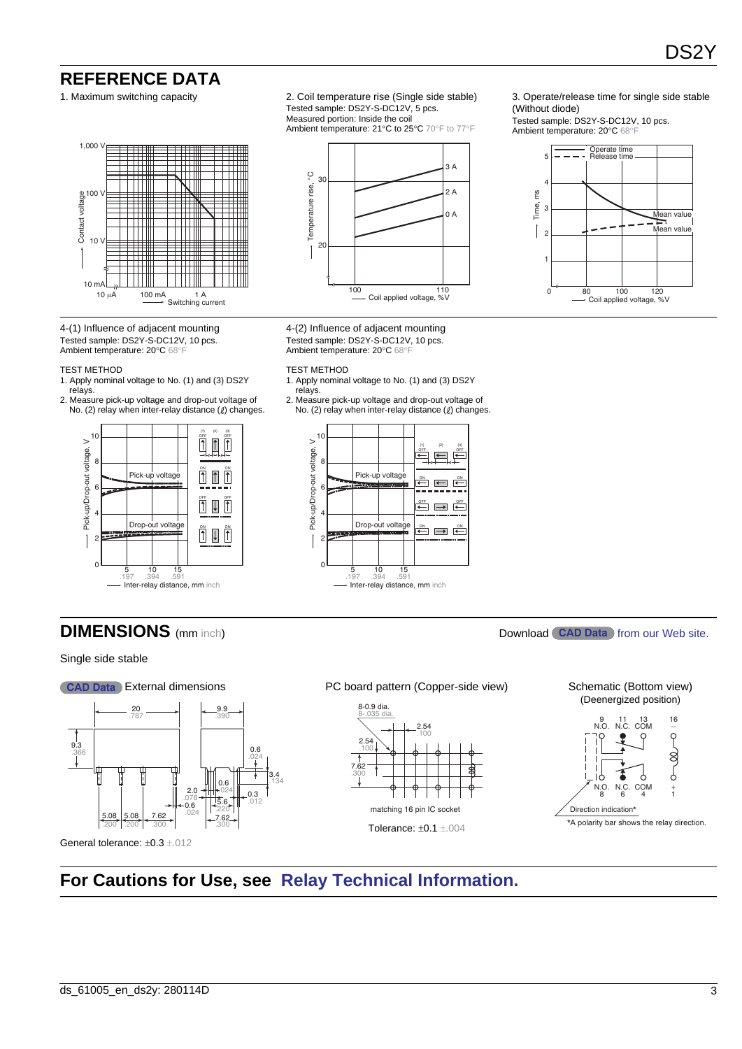## REFERENCE DATA

1. Maximum switching capacity

1,000 V
100 V
10 V
10 mA
Contact voltage
10 μA
100 mA
1 A
Switching current

2. Coil temperature rise (Single side stable)
Tested sample: DS2Y-S-DC12V, 5 pcs.
Measured portion: Inside the coil
Ambient temperature: 21°C to 25°C 70°F to 77°F

Temperature rise, °C
30
20
3 A
2 A
0 A
100
110
Coil applied voltage, %V

3. Operate/release time for single side stable (Without diode)
Tested sample: DS2Y-S-DC12V, 10 pcs.
Ambient temperature: 20°C 68°F

Operate time
Release time
Time, ms
5
4
3
2
1
0
Mean value
Mean value
80
100
120
Coil applied voltage, %V

4-(1) Influence of adjacent mounting
Tested sample: DS2Y-S-DC12V, 10 pcs.
Ambient temperature: 20°C 68°F

TEST METHOD
1. Apply nominal voltage to No. (1) and (3) DS2Y relays.
2. Measure pick-up voltage and drop-out voltage of No. (2) relay when inter-relay distance (ℓ) changes.

Pick-up/Drop-out voltage, V
10
8
6
4
2
0
Pick-up voltage
Drop-out voltage
5
.197
10
.394
15
.591
Inter-relay distance, mm inch

4-(2) Influence of adjacent mounting
Tested sample: DS2Y-S-DC12V, 10 pcs.
Ambient temperature: 20°C 68°F

TEST METHOD
1. Apply nominal voltage to No. (1) and (3) DS2Y relays.
2. Measure pick-up voltage and drop-out voltage of No. (2) relay when inter-relay distance (ℓ) changes.

Pick-up/Drop-out voltage, V
10
8
6
4
2
0
Pick-up voltage
Drop-out voltage
5
.197
10
.394
15
.591
Inter-relay distance, mm inch

## DIMENSIONS (mm inch)

Download CAD Data from our Web site.

Single side stable

CAD Data External dimensions

20
.787
9.9
.390
9.3
.366
0.6
.024
3.4
.134
0.6
.024
0.3
.012
2.0
.078
0.6
.024
5.6
.220
5.08
.200
5.08
.200
7.62
.300
7.62
.300

General tolerance: ±0.3 ±.012

PC board pattern (Copper-side view)

8-0.9 dia.
8-.035 dia.
2.54
.100
2.54
.100
7.62
.300

matching 16 pin IC socket

Tolerance: ±0.1 ±.004

Schematic (Bottom view)
(Deenergized position)

9 N.O.
11 N.C.
13 COM
16 −
N.O. 8
N.C. 6
COM 4
+ 1

Direction indication*

*A polarity bar shows the relay direction.

## For Cautions for Use, see Relay Technical Information.